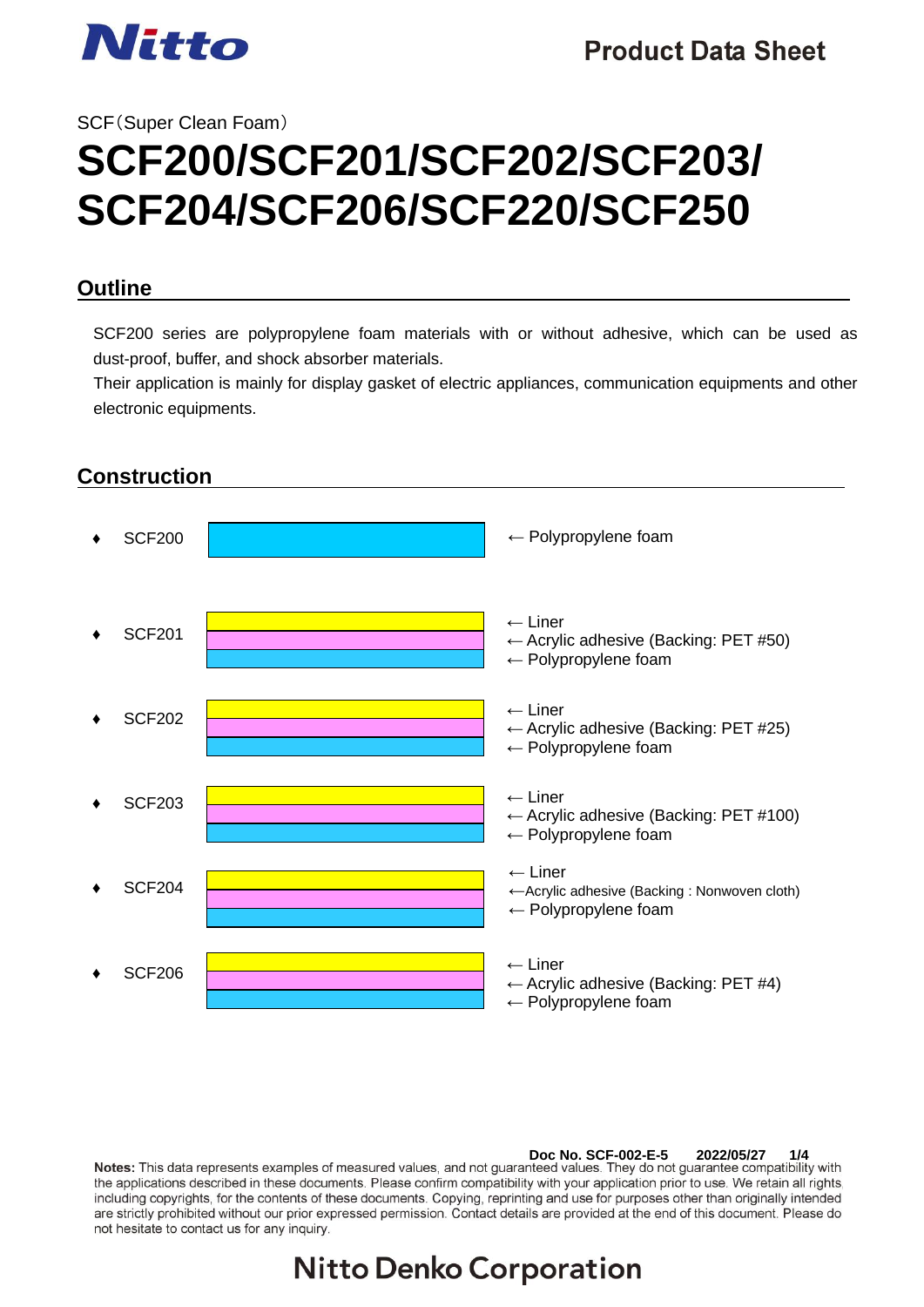**Product Data Sheet**

SCF（Super Clean Foam）

# SCF200/SCF201/SCF202/SCF203/ SCF204/SCF206/SCF220/SCF250

## Outline

SCF200 series are polypropylene foam materials with or without adhesive, which can be used as dust-proof, buffer, and shock absorber materials.
Their application is mainly for display gasket of electric appliances, communication equipments and other electronic equipments.

## Construction

- SCF200
  - ← Polypropylene foam

- SCF201
  - ← Liner
  - ← Acrylic adhesive (Backing: PET #50)
  - ← Polypropylene foam

- SCF202
  - ← Liner
  - ← Acrylic adhesive (Backing: PET #25)
  - ← Polypropylene foam

- SCF203
  - ← Liner
  - ← Acrylic adhesive (Backing: PET #100)
  - ← Polypropylene foam

- SCF204
  - ← Liner
  - ←Acrylic adhesive (Backing : Nonwoven cloth)
  - ← Polypropylene foam

- SCF206
  - ← Liner
  - ← Acrylic adhesive (Backing: PET #4)
  - ← Polypropylene foam

Doc No. SCF-002-E-5 2022/05/27

**Notes:** This data represents examples of measured values, and not guaranteed values. They do not guarantee compatibility with the applications described in these documents. Please confirm compatibility with your application prior to use. We retain all rights, including copyrights, for the contents of these documents. Copying, reprinting and use for purposes other than originally intended are strictly prohibited without our prior expressed permission. Contact details are provided at the end of this document. Please do not hesitate to contact us for any inquiry.

Nitto Denko Corporation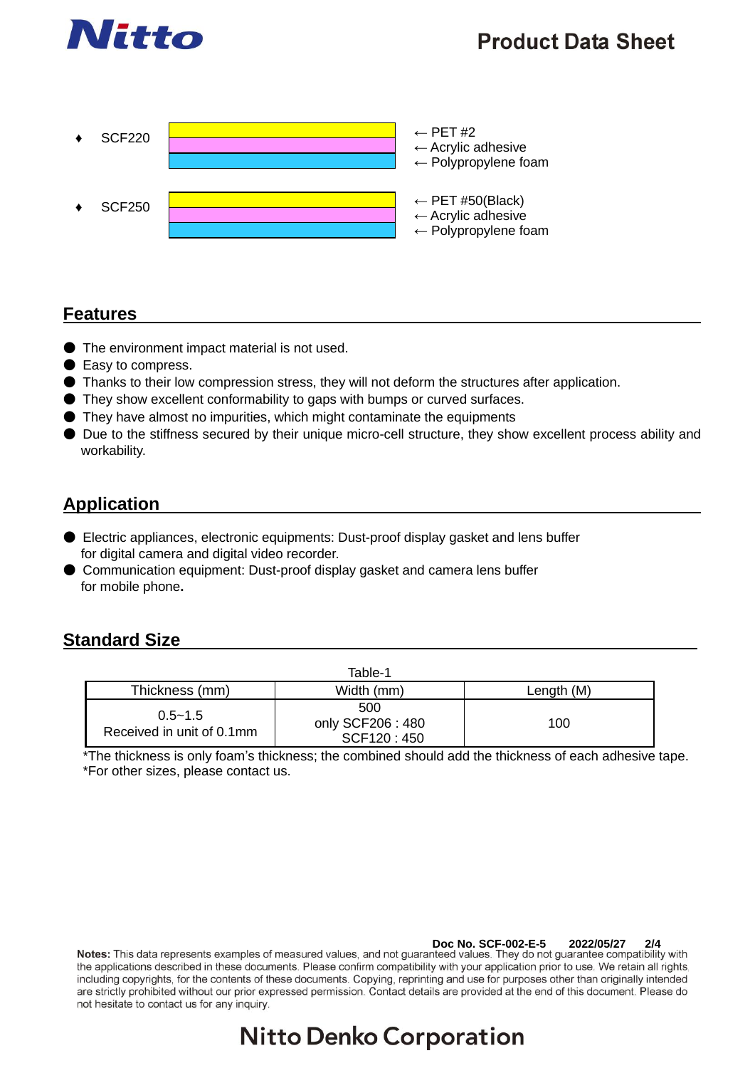- SCF220

← PET #2
← Acrylic adhesive
← Polypropylene foam

- SCF250

← PET #50(Black)
← Acrylic adhesive
← Polypropylene foam

## Features

- The environment impact material is not used.
- Easy to compress.
- Thanks to their low compression stress, they will not deform the structures after application.
- They show excellent conformability to gaps with bumps or curved surfaces.
- They have almost no impurities, which might contaminate the equipments
- Due to the stiffness secured by their unique micro-cell structure, they show excellent process ability and workability.

## Application

- Electric appliances, electronic equipments: Dust-proof display gasket and lens buffer for digital camera and digital video recorder.
- Communication equipment: Dust-proof display gasket and camera lens buffer for mobile phone.

## Standard Size

Table-1

| Thickness (mm) | Width (mm) | Length (M) |
|---|---|---|
| 0.5~1.5<br>Received in unit of 0.1mm | 500<br>only SCF206 : 480<br>SCF120 : 450 | 100 |

*The thickness is only foam's thickness; the combined should add the thickness of each adhesive tape.
*For other sizes, please contact us.

Doc No. SCF-002-E-5 2022/05/27

**Notes:** This data represents examples of measured values, and not guaranteed values. They do not guarantee compatibility with the applications described in these documents. Please confirm compatibility with your application prior to use. We retain all rights including copyrights, for the contents of these documents. Copying, reprinting and use for purposes other than originally intended are strictly prohibited without our prior expressed permission. Contact details are provided at the end of this document. Please do not hesitate to contact us for any inquiry.

Nitto Denko Corporation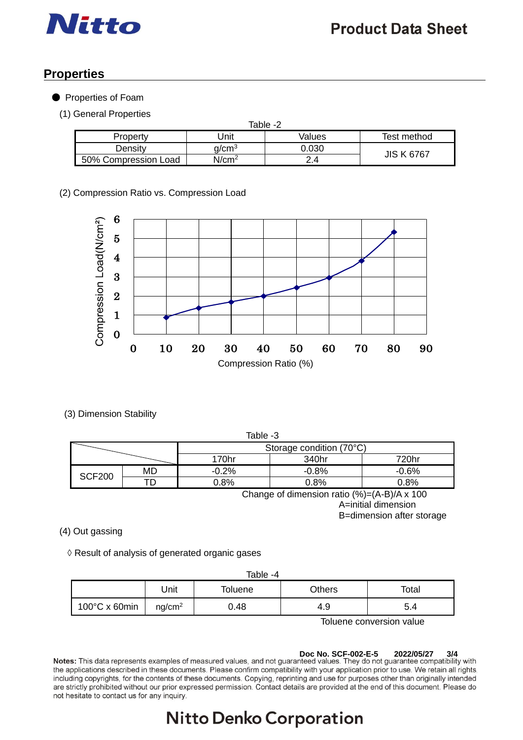## Properties

- Properties of Foam

(1) General Properties

Table -2

| Property | Unit | Values | Test method |
|---|---|---|---|
| Density | $g/cm^3$ | 0.030 | JIS K 6767 |
| 50% Compression Load | $N/cm^2$ | 2.4 | |

(2) Compression Ratio vs. Compression Load

(3) Dimension Stability

Table -3

| | | Storage condition (70°C) | | |
|---|---|---|---|---|
| | | 170hr | 340hr | 720hr |
| SCF200 | MD | -0.2% | -0.8% | -0.6% |
| | TD | 0.8% | 0.8% | 0.8% |

Change of dimension ratio (%)=(A-B)/A x 100
A=initial dimension
B=dimension after storage

(4) Out gassing

◊ Result of analysis of generated organic gases

Table -4

| | Unit | Toluene | Others | Total |
|---|---|---|---|---|
| 100°C x 60min | $ng/cm^2$ | 0.48 | 4.9 | 5.4 |

Toluene conversion value

Doc No. SCF-002-E-5 2022/05/27

**Notes:** This data represents examples of measured values, and not guaranteed values. They do not guarantee compatibility with the applications described in these documents. Please confirm compatibility with your application prior to use. We retain all rights, including copyrights, for the contents of these documents. Copying, reprinting and use for purposes other than originally intended are strictly prohibited without our prior expressed permission. Contact details are provided at the end of this document. Please do not hesitate to contact us for any inquiry.

Nitto Denko Corporation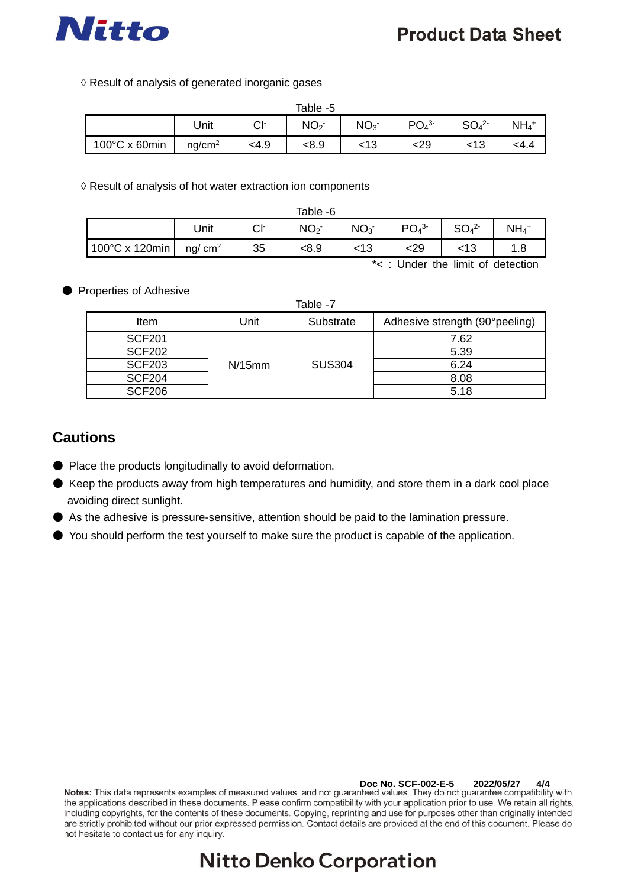◊ Result of analysis of generated inorganic gases

Table -5

| | Unit | $Cl^-$ | $NO_2^-$ | $NO_3^-$ | $PO_4^{3-}$ | $SO_4^{2-}$ | $NH_4^+$ |
|---|---|---|---|---|---|---|---|
| 100°C x 60min | $ng/cm^2$ | <4.9 | <8.9 | <13 | <29 | <13 | <4.4 |

◊ Result of analysis of hot water extraction ion components

Table -6

| | Unit | $Cl^-$ | $NO_2^-$ | $NO_3^-$ | $PO_4^{3-}$ | $SO_4^{2-}$ | $NH_4^+$ |
|---|---|---|---|---|---|---|---|
| 100°C x 120min | $ng/cm^2$ | 35 | <8.9 | <13 | <29 | <13 | 1.8 |

*< : Under the limit of detection

● Properties of Adhesive

Table -7

| Item | Unit | Substrate | Adhesive strength (90°peeling) |
|---|---|---|---|
| SCF201 | N/15mm | SUS304 | 7.62 |
| SCF202 | | | 5.39 |
| SCF203 | | | 6.24 |
| SCF204 | | | 8.08 |
| SCF206 | | | 5.18 |

## Cautions

- Place the products longitudinally to avoid deformation.
- Keep the products away from high temperatures and humidity, and store them in a dark cool place avoiding direct sunlight.
- As the adhesive is pressure-sensitive, attention should be paid to the lamination pressure.
- You should perform the test yourself to make sure the product is capable of the application.

Doc No. SCF-002-E-5 2022/05/27

**Notes:** This data represents examples of measured values, and not guaranteed values. They do not guarantee compatibility with the applications described in these documents. Please confirm compatibility with your application prior to use. We retain all rights, including copyrights, for the contents of these documents. Copying, reprinting and use for purposes other than originally intended are strictly prohibited without our prior expressed permission. Contact details are provided at the end of this document. Please do not hesitate to contact us for any inquiry.

Nitto Denko Corporation